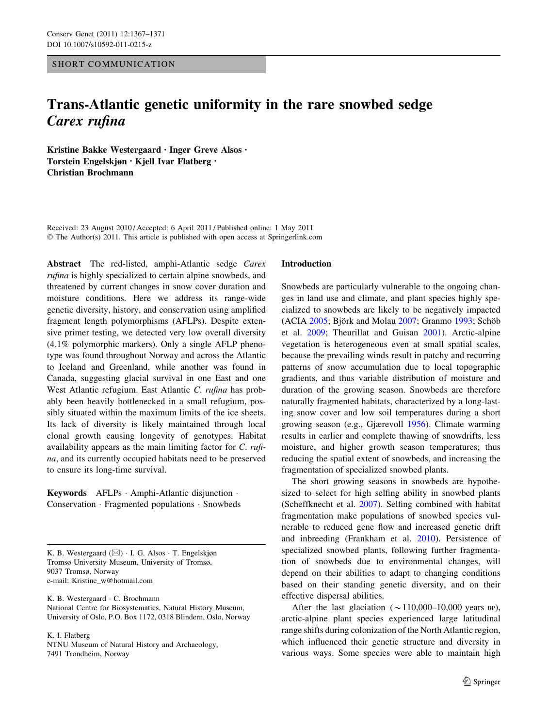SHORT COMMUNICATION

# Trans-Atlantic genetic uniformity in the rare snowbed sedge *Carex rufina*

**Kristine Bakke Westergaard · Inger Greve Alsos · Torstein Engelskjøn · Kjell Ivar Flatberg · Christian Brochmann**

Received: 23 August 2010 / Accepted: 6 April 2011 / Published online: 1 May 2011
© The Author(s) 2011. This article is published with open access at Springerlink.com

**Abstract** The red-listed, amphi-Atlantic sedge *Carex rufina* is highly specialized to certain alpine snowbeds, and threatened by current changes in snow cover duration and moisture conditions. Here we address its range-wide genetic diversity, history, and conservation using amplified fragment length polymorphisms (AFLPs). Despite extensive primer testing, we detected very low overall diversity (4.1% polymorphic markers). Only a single AFLP phenotype was found throughout Norway and across the Atlantic to Iceland and Greenland, while another was found in Canada, suggesting glacial survival in one East and one West Atlantic refugium. East Atlantic *C. rufina* has probably been heavily bottlenecked in a small refugium, possibly situated within the maximum limits of the ice sheets. Its lack of diversity is likely maintained through local clonal growth causing longevity of genotypes. Habitat availability appears as the main limiting factor for *C. rufina*, and its currently occupied habitats need to be preserved to ensure its long-time survival.

**Keywords** AFLPs · Amphi-Atlantic disjunction · Conservation · Fragmented populations · Snowbeds

K. B. Westergaard (✉) · I. G. Alsos · T. Engelskjøn
Tromsø University Museum, University of Tromsø, 9037 Tromsø, Norway
e-mail: Kristine_w@hotmail.com

K. B. Westergaard · C. Brochmann
National Centre for Biosystematics, Natural History Museum, University of Oslo, P.O. Box 1172, 0318 Blindern, Oslo, Norway

K. I. Flatberg
NTNU Museum of Natural History and Archaeology, 7491 Trondheim, Norway

## Introduction

Snowbeds are particularly vulnerable to the ongoing changes in land use and climate, and plant species highly specialized to snowbeds are likely to be negatively impacted (ACIA 2005; Björk and Molau 2007; Granmo 1993; Schöb et al. 2009; Theurillat and Guisan 2001). Arctic-alpine vegetation is heterogeneous even at small spatial scales, because the prevailing winds result in patchy and recurring patterns of snow accumulation due to local topographic gradients, and thus variable distribution of moisture and duration of the growing season. Snowbeds are therefore naturally fragmented habitats, characterized by a long-lasting snow cover and low soil temperatures during a short growing season (e.g., Gjærevoll 1956). Climate warming results in earlier and complete thawing of snowdrifts, less moisture, and higher growth season temperatures; thus reducing the spatial extent of snowbeds, and increasing the fragmentation of specialized snowbed plants.

The short growing seasons in snowbeds are hypothesized to select for high selfing ability in snowbed plants (Scheffknecht et al. 2007). Selfing combined with habitat fragmentation make populations of snowbed species vulnerable to reduced gene flow and increased genetic drift and inbreeding (Frankham et al. 2010). Persistence of specialized snowbed plants, following further fragmentation of snowbeds due to environmental changes, will depend on their abilities to adapt to changing conditions based on their standing genetic diversity, and on their effective dispersal abilities.

After the last glaciation (~110,000–10,000 years BP), arctic-alpine plant species experienced large latitudinal range shifts during colonization of the North Atlantic region, which influenced their genetic structure and diversity in various ways. Some species were able to maintain high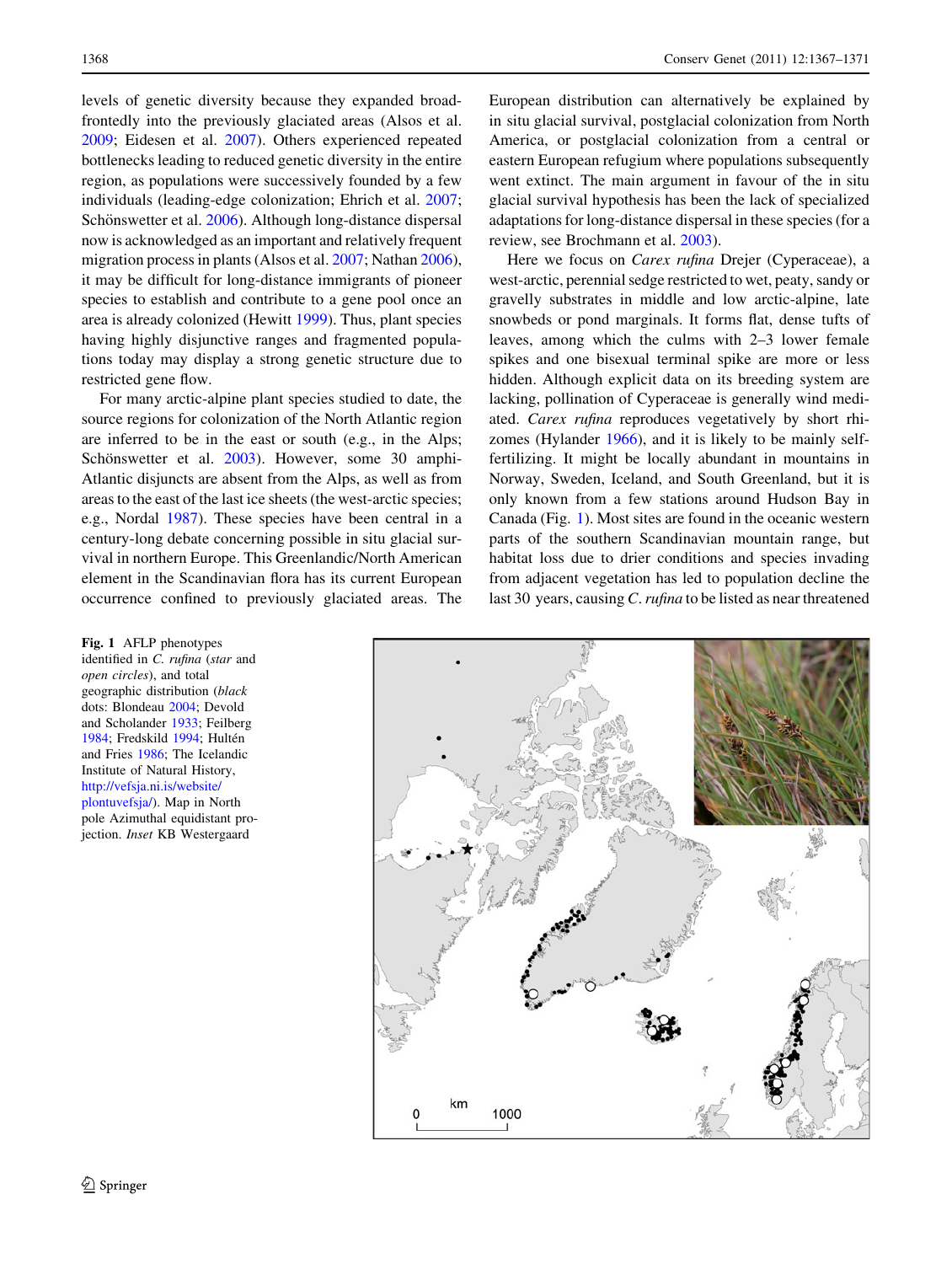levels of genetic diversity because they expanded broad-frontedly into the previously glaciated areas (Alsos et al. 2009; Eidesen et al. 2007). Others experienced repeated bottlenecks leading to reduced genetic diversity in the entire region, as populations were successively founded by a few individuals (leading-edge colonization; Ehrich et al. 2007; Schönswetter et al. 2006). Although long-distance dispersal now is acknowledged as an important and relatively frequent migration process in plants (Alsos et al. 2007; Nathan 2006), it may be difficult for long-distance immigrants of pioneer species to establish and contribute to a gene pool once an area is already colonized (Hewitt 1999). Thus, plant species having highly disjunctive ranges and fragmented populations today may display a strong genetic structure due to restricted gene flow.

For many arctic-alpine plant species studied to date, the source regions for colonization of the North Atlantic region are inferred to be in the east or south (e.g., in the Alps; Schönswetter et al. 2003). However, some 30 amphi-Atlantic disjuncts are absent from the Alps, as well as from areas to the east of the last ice sheets (the west-arctic species; e.g., Nordal 1987). These species have been central in a century-long debate concerning possible in situ glacial survival in northern Europe. This Greenlandic/North American element in the Scandinavian flora has its current European occurrence confined to previously glaciated areas. The European distribution can alternatively be explained by in situ glacial survival, postglacial colonization from North America, or postglacial colonization from a central or eastern European refugium where populations subsequently went extinct. The main argument in favour of the in situ glacial survival hypothesis has been the lack of specialized adaptations for long-distance dispersal in these species (for a review, see Brochmann et al. 2003).

Here we focus on *Carex rufina* Drejer (Cyperaceae), a west-arctic, perennial sedge restricted to wet, peaty, sandy or gravelly substrates in middle and low arctic-alpine, late snowbeds or pond marginals. It forms flat, dense tufts of leaves, among which the culms with 2–3 lower female spikes and one bisexual terminal spike are more or less hidden. Although explicit data on its breeding system are lacking, pollination of Cyperaceae is generally wind mediated. *Carex rufina* reproduces vegetatively by short rhizomes (Hylander 1966), and it is likely to be mainly self-fertilizing. It might be locally abundant in mountains in Norway, Sweden, Iceland, and South Greenland, but it is only known from a few stations around Hudson Bay in Canada (Fig. 1). Most sites are found in the oceanic western parts of the southern Scandinavian mountain range, but habitat loss due to drier conditions and species invading from adjacent vegetation has led to population decline the last 30 years, causing *C. rufina* to be listed as near threatened

**Fig. 1** AFLP phenotypes identified in *C. rufina* (*star* and *open circles*), and total geographic distribution (*black dots*: Blondeau 2004; Devold and Scholander 1933; Feilberg 1984; Fredskild 1994; Hultén and Fries 1986; The Icelandic Institute of Natural History, http://vefsja.ni.is/website/plontuvefsja/). Map in North pole Azimuthal equidistant projection. *Inset* KB Westergaard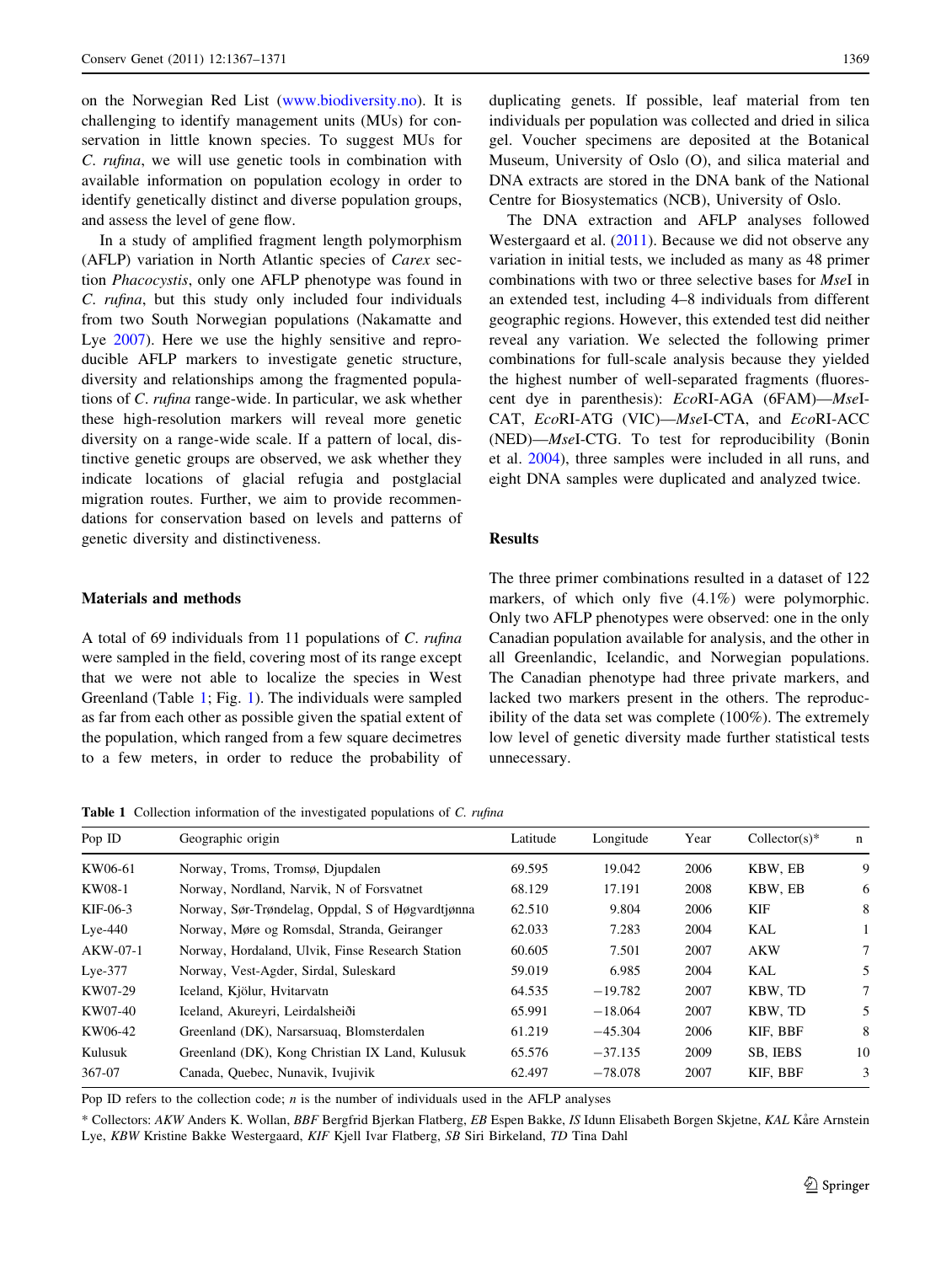on the Norwegian Red List (www.biodiversity.no). It is challenging to identify management units (MUs) for conservation in little known species. To suggest MUs for *C. rufina*, we will use genetic tools in combination with available information on population ecology in order to identify genetically distinct and diverse population groups, and assess the level of gene flow.

In a study of amplified fragment length polymorphism (AFLP) variation in North Atlantic species of *Carex* section *Phacocystis*, only one AFLP phenotype was found in *C. rufina*, but this study only included four individuals from two South Norwegian populations (Nakamatte and Lye 2007). Here we use the highly sensitive and reproducible AFLP markers to investigate genetic structure, diversity and relationships among the fragmented populations of *C. rufina* range-wide. In particular, we ask whether these high-resolution markers will reveal more genetic diversity on a range-wide scale. If a pattern of local, distinctive genetic groups are observed, we ask whether they indicate locations of glacial refugia and postglacial migration routes. Further, we aim to provide recommendations for conservation based on levels and patterns of genetic diversity and distinctiveness.

## Materials and methods

A total of 69 individuals from 11 populations of *C. rufina* were sampled in the field, covering most of its range except that we were not able to localize the species in West Greenland (Table 1; Fig. 1). The individuals were sampled as far from each other as possible given the spatial extent of the population, which ranged from a few square decimetres to a few meters, in order to reduce the probability of duplicating genets. If possible, leaf material from ten individuals per population was collected and dried in silica gel. Voucher specimens are deposited at the Botanical Museum, University of Oslo (O), and silica material and DNA extracts are stored in the DNA bank of the National Centre for Biosystematics (NCB), University of Oslo.

The DNA extraction and AFLP analyses followed Westergaard et al. (2011). Because we did not observe any variation in initial tests, we included as many as 48 primer combinations with two or three selective bases for *Mse*I in an extended test, including 4–8 individuals from different geographic regions. However, this extended test did neither reveal any variation. We selected the following primer combinations for full-scale analysis because they yielded the highest number of well-separated fragments (fluorescent dye in parenthesis): *Eco*RI-AGA (6FAM)—*Mse*I-CAT, *Eco*RI-ATG (VIC)—*Mse*I-CTA, and *Eco*RI-ACC (NED)—*Mse*I-CTG. To test for reproducibility (Bonin et al. 2004), three samples were included in all runs, and eight DNA samples were duplicated and analyzed twice.

## Results

The three primer combinations resulted in a dataset of 122 markers, of which only five (4.1%) were polymorphic. Only two AFLP phenotypes were observed: one in the only Canadian population available for analysis, and the other in all Greenlandic, Icelandic, and Norwegian populations. The Canadian phenotype had three private markers, and lacked two markers present in the others. The reproducibility of the data set was complete (100%). The extremely low level of genetic diversity made further statistical tests unnecessary.

**Table 1** Collection information of the investigated populations of *C. rufina*

| Pop ID | Geographic origin | Latitude | Longitude | Year | Collector(s)* | n |
|---|---|---|---|---|---|---|
| KW06-61 | Norway, Troms, Tromsø, Djupdalen | 69.595 | 19.042 | 2006 | KBW, EB | 9 |
| KW08-1 | Norway, Nordland, Narvik, N of Forsvatnet | 68.129 | 17.191 | 2008 | KBW, EB | 6 |
| KIF-06-3 | Norway, Sør-Trøndelag, Oppdal, S of Høgvardtjønna | 62.510 | 9.804 | 2006 | KIF | 8 |
| Lye-440 | Norway, Møre og Romsdal, Stranda, Geiranger | 62.033 | 7.283 | 2004 | KAL | 1 |
| AKW-07-1 | Norway, Hordaland, Ulvik, Finse Research Station | 60.605 | 7.501 | 2007 | AKW | 7 |
| Lye-377 | Norway, Vest-Agder, Sirdal, Suleskard | 59.019 | 6.985 | 2004 | KAL | 5 |
| KW07-29 | Iceland, Kjölur, Hvitarvatn | 64.535 | −19.782 | 2007 | KBW, TD | 7 |
| KW07-40 | Iceland, Akureyri, Leirdalsheiði | 65.991 | −18.064 | 2007 | KBW, TD | 5 |
| KW06-42 | Greenland (DK), Narsarsuaq, Blomsterdalen | 61.219 | −45.304 | 2006 | KIF, BBF | 8 |
| Kulusuk | Greenland (DK), Kong Christian IX Land, Kulusuk | 65.576 | −37.135 | 2009 | SB, IEBS | 10 |
| 367-07 | Canada, Quebec, Nunavik, Ivujivik | 62.497 | −78.078 | 2007 | KIF, BBF | 3 |

Pop ID refers to the collection code; *n* is the number of individuals used in the AFLP analyses

\* Collectors: *AKW* Anders K. Wollan, *BBF* Bergfrid Bjerkan Flatberg, *EB* Espen Bakke, *IS* Idunn Elisabeth Borgen Skjetne, *KAL* Kåre Arnstein Lye, *KBW* Kristine Bakke Westergaard, *KIF* Kjell Ivar Flatberg, *SB* Siri Birkeland, *TD* Tina Dahl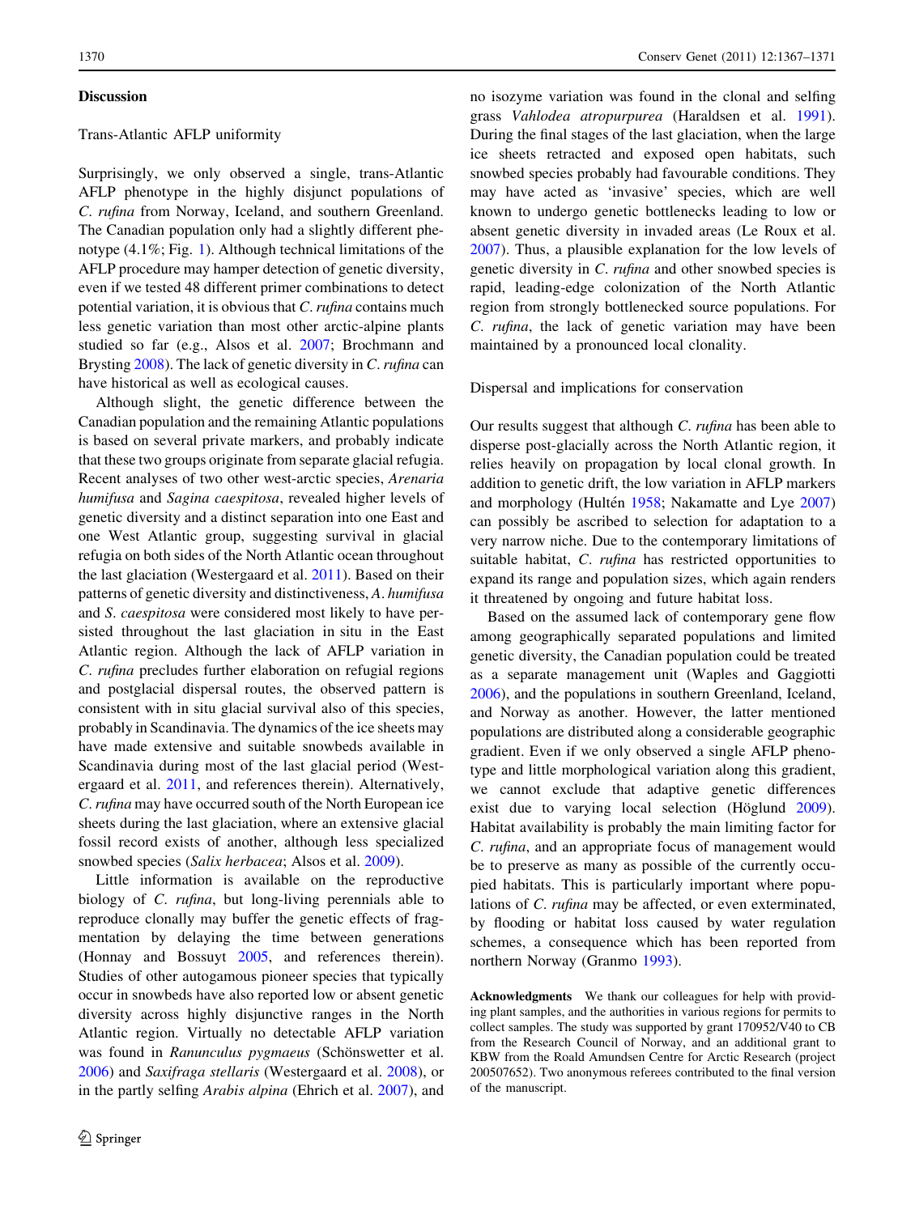## Discussion

### Trans-Atlantic AFLP uniformity

Surprisingly, we only observed a single, trans-Atlantic AFLP phenotype in the highly disjunct populations of *C. rufina* from Norway, Iceland, and southern Greenland. The Canadian population only had a slightly different phenotype (4.1%; Fig. 1). Although technical limitations of the AFLP procedure may hamper detection of genetic diversity, even if we tested 48 different primer combinations to detect potential variation, it is obvious that *C. rufina* contains much less genetic variation than most other arctic-alpine plants studied so far (e.g., Alsos et al. 2007; Brochmann and Brysting 2008). The lack of genetic diversity in *C. rufina* can have historical as well as ecological causes.

Although slight, the genetic difference between the Canadian population and the remaining Atlantic populations is based on several private markers, and probably indicate that these two groups originate from separate glacial refugia. Recent analyses of two other west-arctic species, *Arenaria humifusa* and *Sagina caespitosa*, revealed higher levels of genetic diversity and a distinct separation into one East and one West Atlantic group, suggesting survival in glacial refugia on both sides of the North Atlantic ocean throughout the last glaciation (Westergaard et al. 2011). Based on their patterns of genetic diversity and distinctiveness, *A. humifusa* and *S. caespitosa* were considered most likely to have persisted throughout the last glaciation in situ in the East Atlantic region. Although the lack of AFLP variation in *C. rufina* precludes further elaboration on refugial regions and postglacial dispersal routes, the observed pattern is consistent with in situ glacial survival also of this species, probably in Scandinavia. The dynamics of the ice sheets may have made extensive and suitable snowbeds available in Scandinavia during most of the last glacial period (Westergaard et al. 2011, and references therein). Alternatively, *C. rufina* may have occurred south of the North European ice sheets during the last glaciation, where an extensive glacial fossil record exists of another, although less specialized snowbed species (*Salix herbacea*; Alsos et al. 2009).

Little information is available on the reproductive biology of *C. rufina*, but long-living perennials able to reproduce clonally may buffer the genetic effects of fragmentation by delaying the time between generations (Honnay and Bossuyt 2005, and references therein). Studies of other autogamous pioneer species that typically occur in snowbeds have also reported low or absent genetic diversity across highly disjunctive ranges in the North Atlantic region. Virtually no detectable AFLP variation was found in *Ranunculus pygmaeus* (Schönswetter et al. 2006) and *Saxifraga stellaris* (Westergaard et al. 2008), or in the partly selfing *Arabis alpina* (Ehrich et al. 2007), and no isozyme variation was found in the clonal and selfing grass *Vahlodea atropurpurea* (Haraldsen et al. 1991). During the final stages of the last glaciation, when the large ice sheets retracted and exposed open habitats, such snowbed species probably had favourable conditions. They may have acted as 'invasive' species, which are well known to undergo genetic bottlenecks leading to low or absent genetic diversity in invaded areas (Le Roux et al. 2007). Thus, a plausible explanation for the low levels of genetic diversity in *C. rufina* and other snowbed species is rapid, leading-edge colonization of the North Atlantic region from strongly bottlenecked source populations. For *C. rufina*, the lack of genetic variation may have been maintained by a pronounced local clonality.

### Dispersal and implications for conservation

Our results suggest that although *C. rufina* has been able to disperse post-glacially across the North Atlantic region, it relies heavily on propagation by local clonal growth. In addition to genetic drift, the low variation in AFLP markers and morphology (Hultén 1958; Nakamatte and Lye 2007) can possibly be ascribed to selection for adaptation to a very narrow niche. Due to the contemporary limitations of suitable habitat, *C. rufina* has restricted opportunities to expand its range and population sizes, which again renders it threatened by ongoing and future habitat loss.

Based on the assumed lack of contemporary gene flow among geographically separated populations and limited genetic diversity, the Canadian population could be treated as a separate management unit (Waples and Gaggiotti 2006), and the populations in southern Greenland, Iceland, and Norway as another. However, the latter mentioned populations are distributed along a considerable geographic gradient. Even if we only observed a single AFLP phenotype and little morphological variation along this gradient, we cannot exclude that adaptive genetic differences exist due to varying local selection (Höglund 2009). Habitat availability is probably the main limiting factor for *C. rufina*, and an appropriate focus of management would be to preserve as many as possible of the currently occupied habitats. This is particularly important where populations of *C. rufina* may be affected, or even exterminated, by flooding or habitat loss caused by water regulation schemes, a consequence which has been reported from northern Norway (Granmo 1993).

**Acknowledgments** We thank our colleagues for help with providing plant samples, and the authorities in various regions for permits to collect samples. The study was supported by grant 170952/V40 to CB from the Research Council of Norway, and an additional grant to KBW from the Roald Amundsen Centre for Arctic Research (project 200507652). Two anonymous referees contributed to the final version of the manuscript.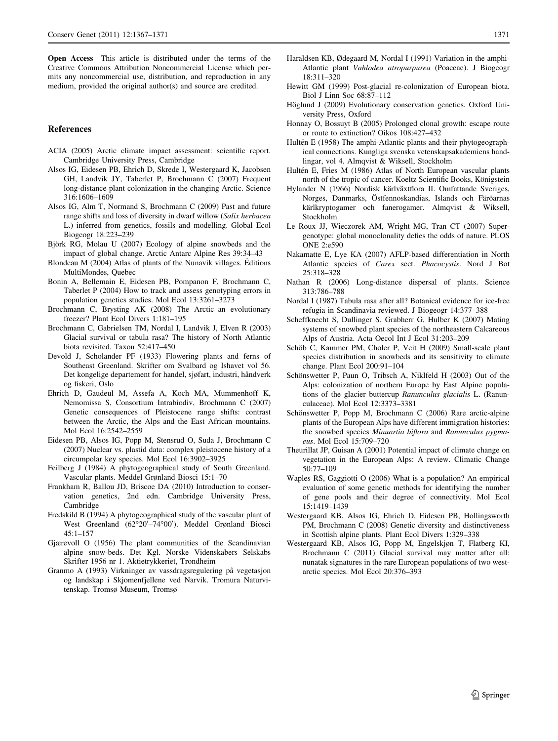**Open Access** This article is distributed under the terms of the Creative Commons Attribution Noncommercial License which permits any noncommercial use, distribution, and reproduction in any medium, provided the original author(s) and source are credited.

## References

ACIA (2005) Arctic climate impact assessment: scientific report. Cambridge University Press, Cambridge

Alsos IG, Eidesen PB, Ehrich D, Skrede I, Westergaard K, Jacobsen GH, Landvik JY, Taberlet P, Brochmann C (2007) Frequent long-distance plant colonization in the changing Arctic. Science 316:1606–1609

Alsos IG, Alm T, Normand S, Brochmann C (2009) Past and future range shifts and loss of diversity in dwarf willow (*Salix herbacea* L.) inferred from genetics, fossils and modelling. Global Ecol Biogeogr 18:223–239

Björk RG, Molau U (2007) Ecology of alpine snowbeds and the impact of global change. Arctic Antarc Alpine Res 39:34–43

Blondeau M (2004) Atlas of plants of the Nunavik villages. Éditions MultiMondes, Quebec

Bonin A, Bellemain E, Eidesen PB, Pompanon F, Brochmann C, Taberlet P (2004) How to track and assess genotyping errors in population genetics studies. Mol Ecol 13:3261–3273

Brochmann C, Brysting AK (2008) The Arctic–an evolutionary freezer? Plant Ecol Divers 1:181–195

Brochmann C, Gabrielsen TM, Nordal I, Landvik J, Elven R (2003) Glacial survival or tabula rasa? The history of North Atlantic biota revisited. Taxon 52:417–450

Devold J, Scholander PF (1933) Flowering plants and ferns of Southeast Greenland. Skrifter om Svalbard og Ishavet vol 56. Det kongelige departement for handel, sjøfart, industri, håndverk og fiskeri, Oslo

Ehrich D, Gaudeul M, Assefa A, Koch MA, Mummenhoff K, Nemomissa S, Consortium Intrabiodiv, Brochmann C (2007) Genetic consequences of Pleistocene range shifts: contrast between the Arctic, the Alps and the East African mountains. Mol Ecol 16:2542–2559

Eidesen PB, Alsos IG, Popp M, Stensrud O, Suda J, Brochmann C (2007) Nuclear vs. plastid data: complex pleistocene history of a circumpolar key species. Mol Ecol 16:3902–3925

Feilberg J (1984) A phytogeographical study of South Greenland. Vascular plants. Meddel Grønland Biosci 15:1–70

Frankham R, Ballou JD, Briscoe DA (2010) Introduction to conservation genetics, 2nd edn. Cambridge University Press, Cambridge

Fredskild B (1994) A phytogeographical study of the vascular plant of West Greenland (62°20′–74°00′). Meddel Grønland Biosci 45:1–157

Gjærevoll O (1956) The plant communities of the Scandinavian alpine snow-beds. Det Kgl. Norske Videnskabers Selskabs Skrifter 1956 nr 1. Aktietrykkeriet, Trondheim

Granmo A (1993) Virkninger av vassdragsregulering på vegetasjon og landskap i Skjomenfjellene ved Narvik. Tromura Naturvitenskap. Tromsø Museum, Tromsø

Haraldsen KB, Ødegaard M, Nordal I (1991) Variation in the amphi-Atlantic plant *Vahlodea atropurpurea* (Poaceae). J Biogeogr 18:311–320

Hewitt GM (1999) Post-glacial re-colonization of European biota. Biol J Linn Soc 68:87–112

Höglund J (2009) Evolutionary conservation genetics. Oxford University Press, Oxford

Honnay O, Bossuyt B (2005) Prolonged clonal growth: escape route or route to extinction? Oikos 108:427–432

Hultén E (1958) The amphi-Atlantic plants and their phytogeographical connections. Kungliga svenska vetenskapsakademiens handlingar, vol 4. Almqvist & Wiksell, Stockholm

Hultén E, Fries M (1986) Atlas of North European vascular plants north of the tropic of cancer. Koeltz Scientific Books, Königstein

Hylander N (1966) Nordisk kärlväxtflora II. Omfattande Sveriges, Norges, Danmarks, Östfennoskandias, Islands och Färöarnas kärlkryptogamer och fanerogamer. Almqvist & Wiksell, Stockholm

Le Roux JJ, Wieczorek AM, Wright MG, Tran CT (2007) Supergenotype: global monoclonality defies the odds of nature. PLOS ONE 2:e590

Nakamatte E, Lye KA (2007) AFLP-based differentiation in North Atlantic species of *Carex* sect. *Phacocystis*. Nord J Bot 25:318–328

Nathan R (2006) Long-distance dispersal of plants. Science 313:786–788

Nordal I (1987) Tabula rasa after all? Botanical evidence for ice-free refugia in Scandinavia reviewed. J Biogeogr 14:377–388

Scheffknecht S, Dullinger S, Grabherr G, Hulber K (2007) Mating systems of snowbed plant species of the northeastern Calcareous Alps of Austria. Acta Oecol Int J Ecol 31:203–209

Schöb C, Kammer PM, Choler P, Veit H (2009) Small-scale plant species distribution in snowbeds and its sensitivity to climate change. Plant Ecol 200:91–104

Schönswetter P, Paun O, Tribsch A, Niklfeld H (2003) Out of the Alps: colonization of northern Europe by East Alpine populations of the glacier buttercup *Ranunculus glacialis* L. (Ranunculaceae). Mol Ecol 12:3373–3381

Schönswetter P, Popp M, Brochmann C (2006) Rare arctic-alpine plants of the European Alps have different immigration histories: the snowbed species *Minuartia biflora* and *Ranunculus pygmaeus*. Mol Ecol 15:709–720

Theurillat JP, Guisan A (2001) Potential impact of climate change on vegetation in the European Alps: A review. Climatic Change 50:77–109

Waples RS, Gaggiotti O (2006) What is a population? An empirical evaluation of some genetic methods for identifying the number of gene pools and their degree of connectivity. Mol Ecol 15:1419–1439

Westergaard KB, Alsos IG, Ehrich D, Eidesen PB, Hollingsworth PM, Brochmann C (2008) Genetic diversity and distinctiveness in Scottish alpine plants. Plant Ecol Divers 1:329–338

Westergaard KB, Alsos IG, Popp M, Engelskjøn T, Flatberg KI, Brochmann C (2011) Glacial survival may matter after all: nunatak signatures in the rare European populations of two west-arctic species. Mol Ecol 20:376–393